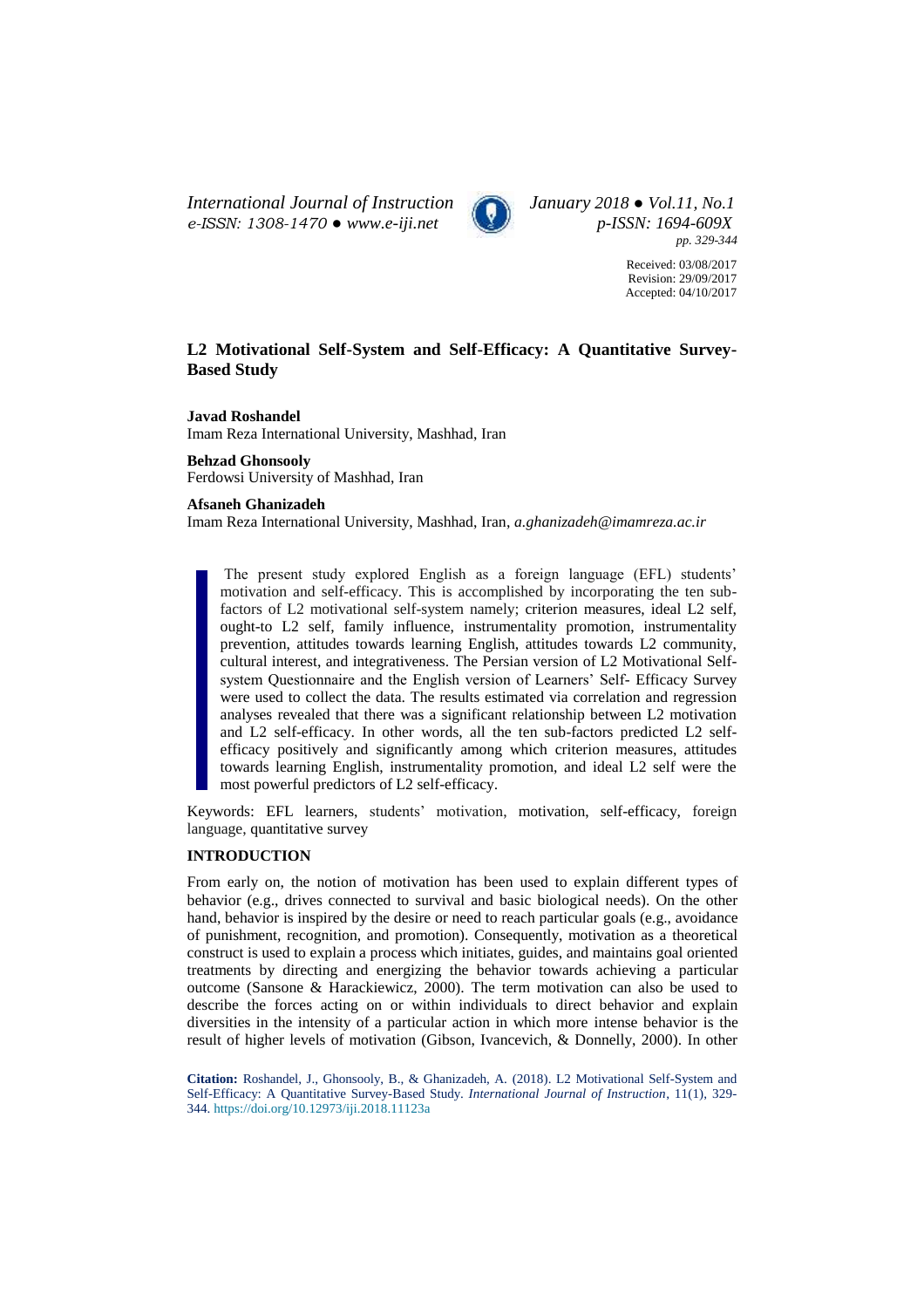# L2 Motivational Self-System and Self-Efficacy: A Quantitative Survey-Based Study

**Javad Roshandel**
Imam Reza International University, Mashhad, Iran

**Behzad Ghonsooly**
Ferdowsi University of Mashhad, Iran

**Afsaneh Ghanizadeh**
Imam Reza International University, Mashhad, Iran, *a.ghanizadeh@imamreza.ac.ir*

Received: 03/08/2017
Revision: 29/09/2017
Accepted: 04/10/2017

The present study explored English as a foreign language (EFL) students' motivation and self-efficacy. This is accomplished by incorporating the ten sub-factors of L2 motivational self-system namely; criterion measures, ideal L2 self, ought-to L2 self, family influence, instrumentality promotion, instrumentality prevention, attitudes towards learning English, attitudes towards L2 community, cultural interest, and integrativeness. The Persian version of L2 Motivational Self-system Questionnaire and the English version of Learners' Self- Efficacy Survey were used to collect the data. The results estimated via correlation and regression analyses revealed that there was a significant relationship between L2 motivation and L2 self-efficacy. In other words, all the ten sub-factors predicted L2 self-efficacy positively and significantly among which criterion measures, attitudes towards learning English, instrumentality promotion, and ideal L2 self were the most powerful predictors of L2 self-efficacy.

Keywords: EFL learners, students' motivation, motivation, self-efficacy, foreign language, quantitative survey

## INTRODUCTION

From early on, the notion of motivation has been used to explain different types of behavior (e.g., drives connected to survival and basic biological needs). On the other hand, behavior is inspired by the desire or need to reach particular goals (e.g., avoidance of punishment, recognition, and promotion). Consequently, motivation as a theoretical construct is used to explain a process which initiates, guides, and maintains goal oriented treatments by directing and energizing the behavior towards achieving a particular outcome (Sansone & Harackiewicz, 2000). The term motivation can also be used to describe the forces acting on or within individuals to direct behavior and explain diversities in the intensity of a particular action in which more intense behavior is the result of higher levels of motivation (Gibson, Ivancevich, & Donnelly, 2000). In other

**Citation:** Roshandel, J., Ghonsooly, B., & Ghanizadeh, A. (2018). L2 Motivational Self-System and Self-Efficacy: A Quantitative Survey-Based Study. *International Journal of Instruction*, 11(1), 329-344. https://doi.org/10.12973/iji.2018.11123a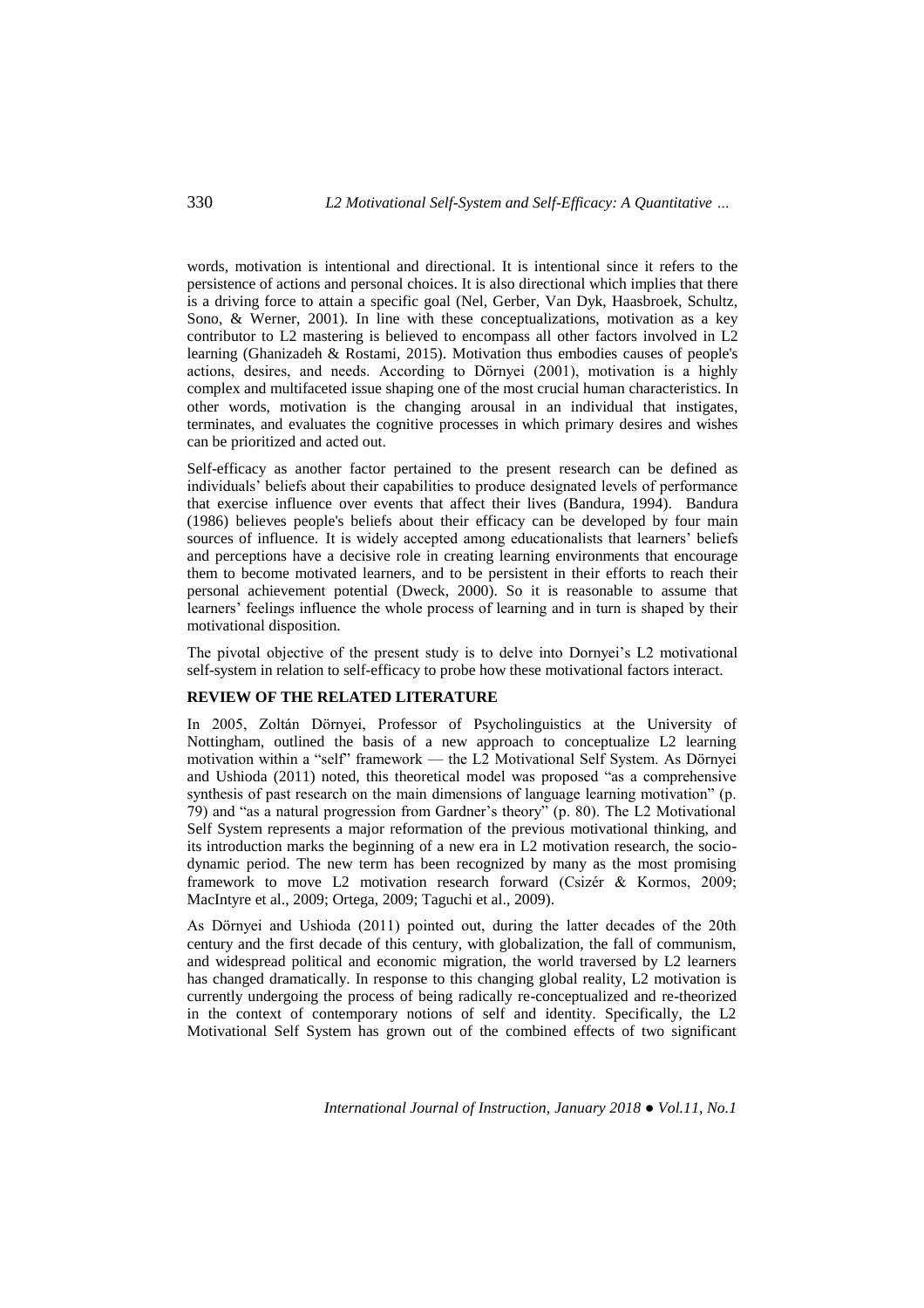words, motivation is intentional and directional. It is intentional since it refers to the persistence of actions and personal choices. It is also directional which implies that there is a driving force to attain a specific goal (Nel, Gerber, Van Dyk, Haasbroek, Schultz, Sono, & Werner, 2001). In line with these conceptualizations, motivation as a key contributor to L2 mastering is believed to encompass all other factors involved in L2 learning (Ghanizadeh & Rostami, 2015). Motivation thus embodies causes of people's actions, desires, and needs. According to Dörnyei (2001), motivation is a highly complex and multifaceted issue shaping one of the most crucial human characteristics. In other words, motivation is the changing arousal in an individual that instigates, terminates, and evaluates the cognitive processes in which primary desires and wishes can be prioritized and acted out.

Self-efficacy as another factor pertained to the present research can be defined as individuals' beliefs about their capabilities to produce designated levels of performance that exercise influence over events that affect their lives (Bandura, 1994). Bandura (1986) believes people's beliefs about their efficacy can be developed by four main sources of influence. It is widely accepted among educationalists that learners' beliefs and perceptions have a decisive role in creating learning environments that encourage them to become motivated learners, and to be persistent in their efforts to reach their personal achievement potential (Dweck, 2000). So it is reasonable to assume that learners' feelings influence the whole process of learning and in turn is shaped by their motivational disposition.

The pivotal objective of the present study is to delve into Dornyei's L2 motivational self-system in relation to self-efficacy to probe how these motivational factors interact.

## REVIEW OF THE RELATED LITERATURE

In 2005, Zoltán Dörnyei, Professor of Psycholinguistics at the University of Nottingham, outlined the basis of a new approach to conceptualize L2 learning motivation within a "self" framework — the L2 Motivational Self System. As Dörnyei and Ushioda (2011) noted, this theoretical model was proposed "as a comprehensive synthesis of past research on the main dimensions of language learning motivation" (p. 79) and "as a natural progression from Gardner's theory" (p. 80). The L2 Motivational Self System represents a major reformation of the previous motivational thinking, and its introduction marks the beginning of a new era in L2 motivation research, the socio-dynamic period. The new term has been recognized by many as the most promising framework to move L2 motivation research forward (Csizér & Kormos, 2009; MacIntyre et al., 2009; Ortega, 2009; Taguchi et al., 2009).

As Dörnyei and Ushioda (2011) pointed out, during the latter decades of the 20th century and the first decade of this century, with globalization, the fall of communism, and widespread political and economic migration, the world traversed by L2 learners has changed dramatically. In response to this changing global reality, L2 motivation is currently undergoing the process of being radically re-conceptualized and re-theorized in the context of contemporary notions of self and identity. Specifically, the L2 Motivational Self System has grown out of the combined effects of two significant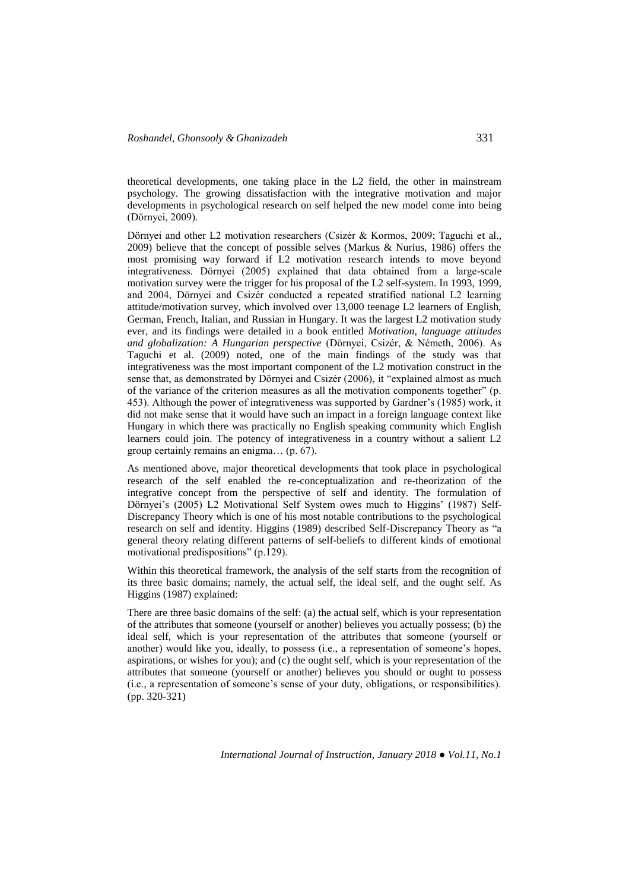theoretical developments, one taking place in the L2 field, the other in mainstream psychology. The growing dissatisfaction with the integrative motivation and major developments in psychological research on self helped the new model come into being (Dörnyei, 2009).

Dörnyei and other L2 motivation researchers (Csizér & Kormos, 2009; Taguchi et al., 2009) believe that the concept of possible selves (Markus & Nurius, 1986) offers the most promising way forward if L2 motivation research intends to move beyond integrativeness. Dörnyei (2005) explained that data obtained from a large-scale motivation survey were the trigger for his proposal of the L2 self-system. In 1993, 1999, and 2004, Dörnyei and Csizér conducted a repeated stratified national L2 learning attitude/motivation survey, which involved over 13,000 teenage L2 learners of English, German, French, Italian, and Russian in Hungary. It was the largest L2 motivation study ever, and its findings were detailed in a book entitled *Motivation, language attitudes and globalization: A Hungarian perspective* (Dörnyei, Csizér, & Németh, 2006). As Taguchi et al. (2009) noted, one of the main findings of the study was that integrativeness was the most important component of the L2 motivation construct in the sense that, as demonstrated by Dörnyei and Csizér (2006), it "explained almost as much of the variance of the criterion measures as all the motivation components together" (p. 453). Although the power of integrativeness was supported by Gardner's (1985) work, it did not make sense that it would have such an impact in a foreign language context like Hungary in which there was practically no English speaking community which English learners could join. The potency of integrativeness in a country without a salient L2 group certainly remains an enigma… (p. 67).

As mentioned above, major theoretical developments that took place in psychological research of the self enabled the re-conceptualization and re-theorization of the integrative concept from the perspective of self and identity. The formulation of Dörnyei's (2005) L2 Motivational Self System owes much to Higgins' (1987) Self-Discrepancy Theory which is one of his most notable contributions to the psychological research on self and identity. Higgins (1989) described Self-Discrepancy Theory as "a general theory relating different patterns of self-beliefs to different kinds of emotional motivational predispositions" (p.129).

Within this theoretical framework, the analysis of the self starts from the recognition of its three basic domains; namely, the actual self, the ideal self, and the ought self. As Higgins (1987) explained:

There are three basic domains of the self: (a) the actual self, which is your representation of the attributes that someone (yourself or another) believes you actually possess; (b) the ideal self, which is your representation of the attributes that someone (yourself or another) would like you, ideally, to possess (i.e., a representation of someone's hopes, aspirations, or wishes for you); and (c) the ought self, which is your representation of the attributes that someone (yourself or another) believes you should or ought to possess (i.e., a representation of someone's sense of your duty, obligations, or responsibilities). (pp. 320-321)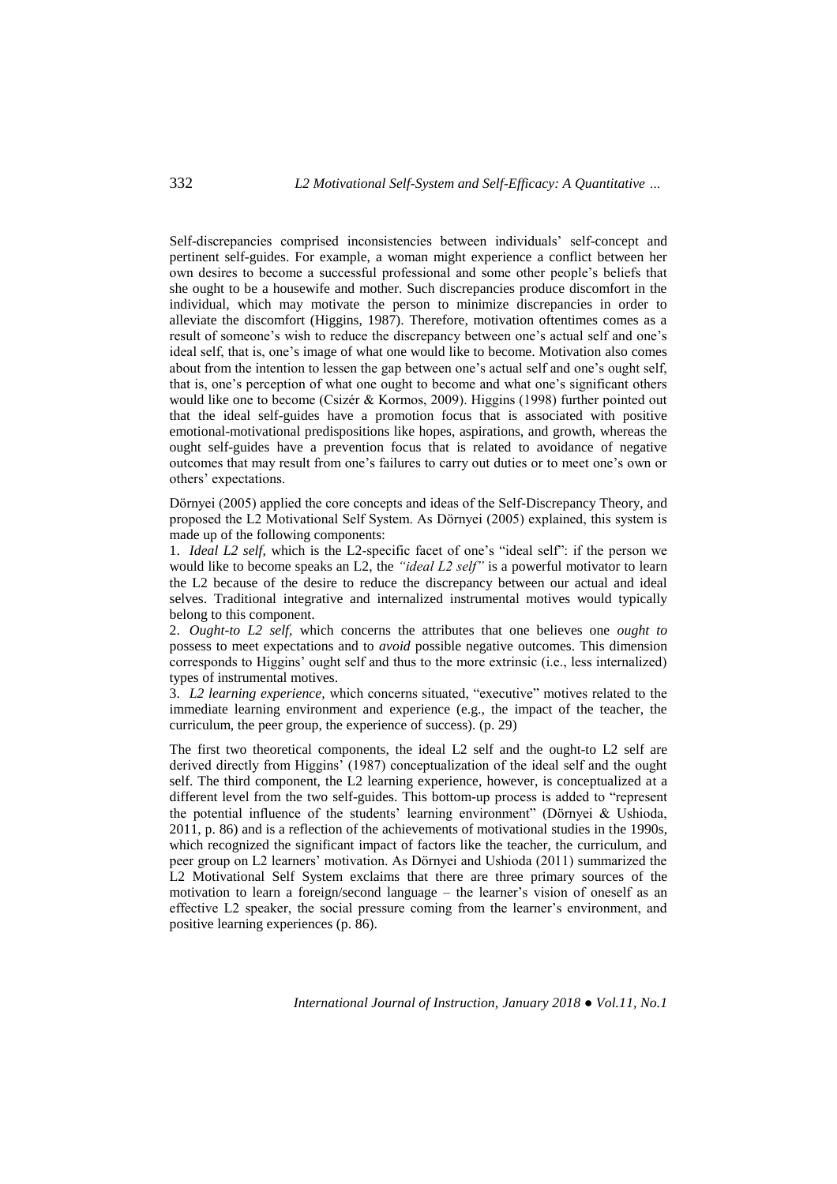Self-discrepancies comprised inconsistencies between individuals' self-concept and pertinent self-guides. For example, a woman might experience a conflict between her own desires to become a successful professional and some other people's beliefs that she ought to be a housewife and mother. Such discrepancies produce discomfort in the individual, which may motivate the person to minimize discrepancies in order to alleviate the discomfort (Higgins, 1987). Therefore, motivation oftentimes comes as a result of someone's wish to reduce the discrepancy between one's actual self and one's ideal self, that is, one's image of what one would like to become. Motivation also comes about from the intention to lessen the gap between one's actual self and one's ought self, that is, one's perception of what one ought to become and what one's significant others would like one to become (Csizér & Kormos, 2009). Higgins (1998) further pointed out that the ideal self-guides have a promotion focus that is associated with positive emotional-motivational predispositions like hopes, aspirations, and growth, whereas the ought self-guides have a prevention focus that is related to avoidance of negative outcomes that may result from one's failures to carry out duties or to meet one's own or others' expectations.

Dörnyei (2005) applied the core concepts and ideas of the Self-Discrepancy Theory, and proposed the L2 Motivational Self System. As Dörnyei (2005) explained, this system is made up of the following components:

1. *Ideal L2 self*, which is the L2-specific facet of one's "ideal self": if the person we would like to become speaks an L2, the *"ideal L2 self"* is a powerful motivator to learn the L2 because of the desire to reduce the discrepancy between our actual and ideal selves. Traditional integrative and internalized instrumental motives would typically belong to this component.
2. *Ought-to L2 self*, which concerns the attributes that one believes one *ought to* possess to meet expectations and to *avoid* possible negative outcomes. This dimension corresponds to Higgins' ought self and thus to the more extrinsic (i.e., less internalized) types of instrumental motives.
3. *L2 learning experience,* which concerns situated, "executive" motives related to the immediate learning environment and experience (e.g., the impact of the teacher, the curriculum, the peer group, the experience of success). (p. 29)

The first two theoretical components, the ideal L2 self and the ought-to L2 self are derived directly from Higgins' (1987) conceptualization of the ideal self and the ought self. The third component, the L2 learning experience, however, is conceptualized at a different level from the two self-guides. This bottom-up process is added to "represent the potential influence of the students' learning environment" (Dörnyei & Ushioda, 2011, p. 86) and is a reflection of the achievements of motivational studies in the 1990s, which recognized the significant impact of factors like the teacher, the curriculum, and peer group on L2 learners' motivation. As Dörnyei and Ushioda (2011) summarized the L2 Motivational Self System exclaims that there are three primary sources of the motivation to learn a foreign/second language – the learner's vision of oneself as an effective L2 speaker, the social pressure coming from the learner's environment, and positive learning experiences (p. 86).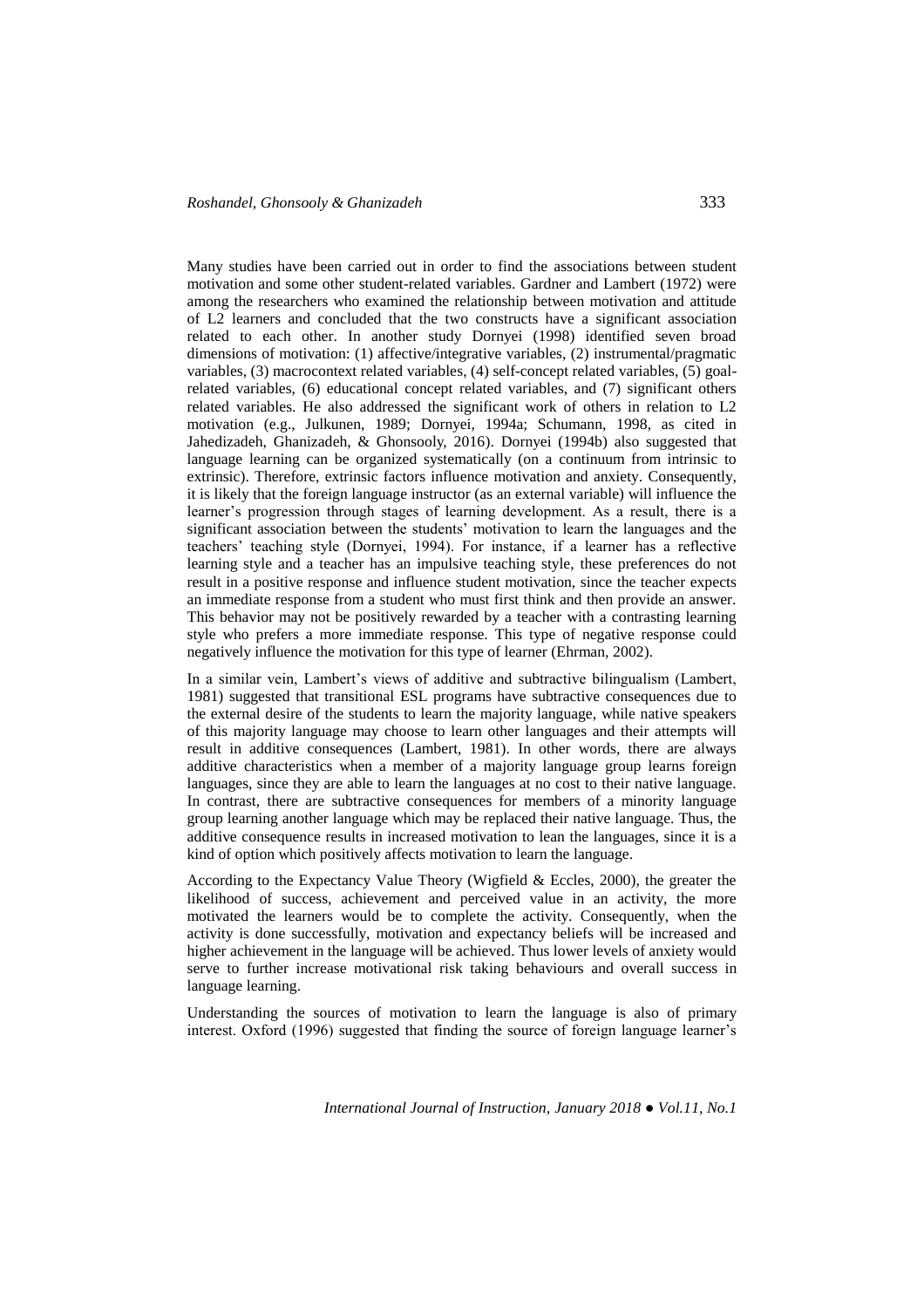Many studies have been carried out in order to find the associations between student motivation and some other student-related variables. Gardner and Lambert (1972) were among the researchers who examined the relationship between motivation and attitude of L2 learners and concluded that the two constructs have a significant association related to each other. In another study Dornyei (1998) identified seven broad dimensions of motivation: (1) affective/integrative variables, (2) instrumental/pragmatic variables, (3) macrocontext related variables, (4) self-concept related variables, (5) goal-related variables, (6) educational concept related variables, and (7) significant others related variables. He also addressed the significant work of others in relation to L2 motivation (e.g., Julkunen, 1989; Dornyei, 1994a; Schumann, 1998, as cited in Jahedizadeh, Ghanizadeh, & Ghonsooly, 2016). Dornyei (1994b) also suggested that language learning can be organized systematically (on a continuum from intrinsic to extrinsic). Therefore, extrinsic factors influence motivation and anxiety. Consequently, it is likely that the foreign language instructor (as an external variable) will influence the learner's progression through stages of learning development. As a result, there is a significant association between the students' motivation to learn the languages and the teachers' teaching style (Dornyei, 1994). For instance, if a learner has a reflective learning style and a teacher has an impulsive teaching style, these preferences do not result in a positive response and influence student motivation, since the teacher expects an immediate response from a student who must first think and then provide an answer. This behavior may not be positively rewarded by a teacher with a contrasting learning style who prefers a more immediate response. This type of negative response could negatively influence the motivation for this type of learner (Ehrman, 2002).

In a similar vein, Lambert's views of additive and subtractive bilingualism (Lambert, 1981) suggested that transitional ESL programs have subtractive consequences due to the external desire of the students to learn the majority language, while native speakers of this majority language may choose to learn other languages and their attempts will result in additive consequences (Lambert, 1981). In other words, there are always additive characteristics when a member of a majority language group learns foreign languages, since they are able to learn the languages at no cost to their native language. In contrast, there are subtractive consequences for members of a minority language group learning another language which may be replaced their native language. Thus, the additive consequence results in increased motivation to lean the languages, since it is a kind of option which positively affects motivation to learn the language.

According to the Expectancy Value Theory (Wigfield & Eccles, 2000), the greater the likelihood of success, achievement and perceived value in an activity, the more motivated the learners would be to complete the activity. Consequently, when the activity is done successfully, motivation and expectancy beliefs will be increased and higher achievement in the language will be achieved. Thus lower levels of anxiety would serve to further increase motivational risk taking behaviours and overall success in language learning.

Understanding the sources of motivation to learn the language is also of primary interest. Oxford (1996) suggested that finding the source of foreign language learner's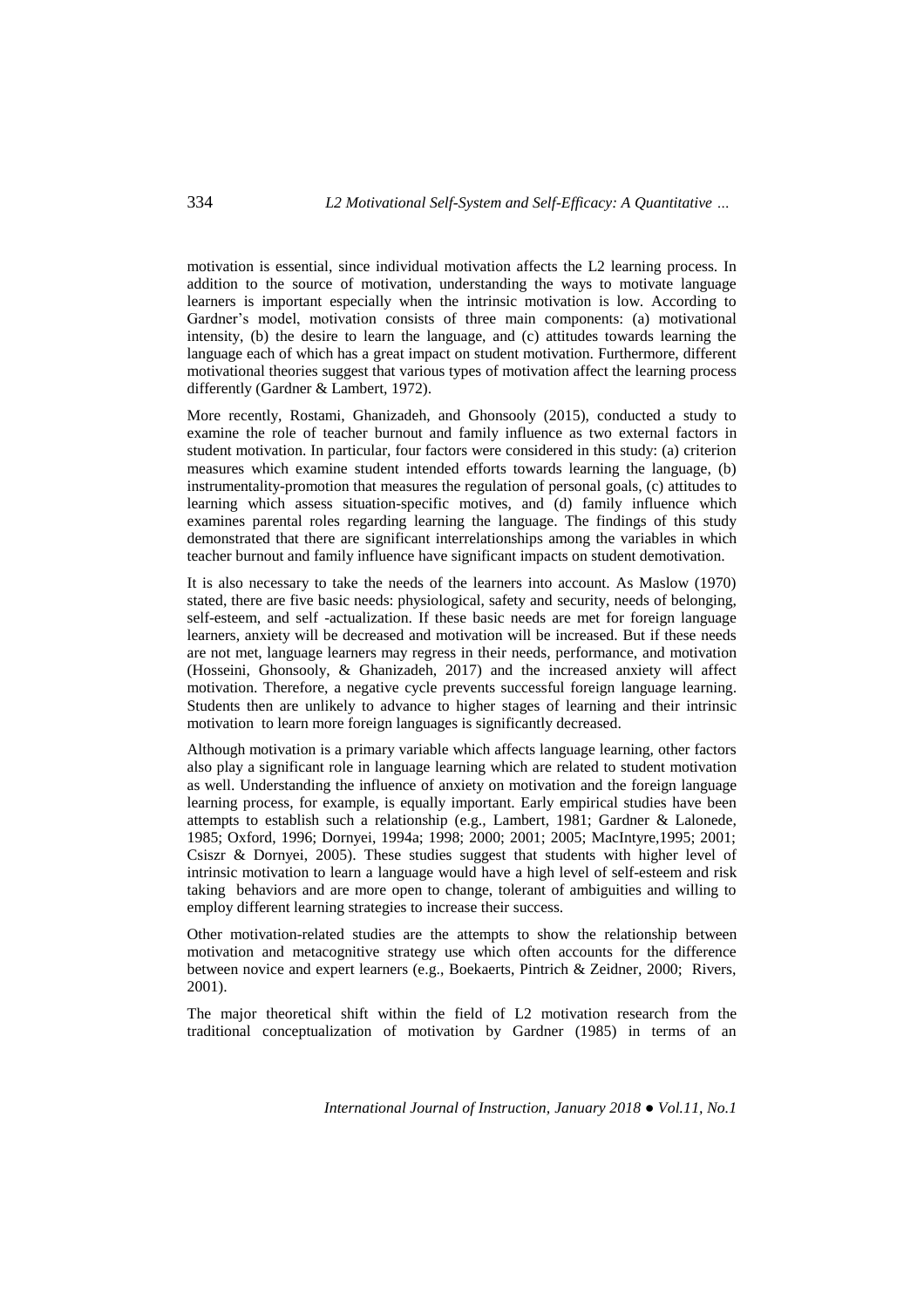motivation is essential, since individual motivation affects the L2 learning process. In addition to the source of motivation, understanding the ways to motivate language learners is important especially when the intrinsic motivation is low. According to Gardner's model, motivation consists of three main components: (a) motivational intensity, (b) the desire to learn the language, and (c) attitudes towards learning the language each of which has a great impact on student motivation. Furthermore, different motivational theories suggest that various types of motivation affect the learning process differently (Gardner & Lambert, 1972).

More recently, Rostami, Ghanizadeh, and Ghonsooly (2015), conducted a study to examine the role of teacher burnout and family influence as two external factors in student motivation. In particular, four factors were considered in this study: (a) criterion measures which examine student intended efforts towards learning the language, (b) instrumentality-promotion that measures the regulation of personal goals, (c) attitudes to learning which assess situation-specific motives, and (d) family influence which examines parental roles regarding learning the language. The findings of this study demonstrated that there are significant interrelationships among the variables in which teacher burnout and family influence have significant impacts on student demotivation.

It is also necessary to take the needs of the learners into account. As Maslow (1970) stated, there are five basic needs: physiological, safety and security, needs of belonging, self-esteem, and self -actualization. If these basic needs are met for foreign language learners, anxiety will be decreased and motivation will be increased. But if these needs are not met, language learners may regress in their needs, performance, and motivation (Hosseini, Ghonsooly, & Ghanizadeh, 2017) and the increased anxiety will affect motivation. Therefore, a negative cycle prevents successful foreign language learning. Students then are unlikely to advance to higher stages of learning and their intrinsic motivation to learn more foreign languages is significantly decreased.

Although motivation is a primary variable which affects language learning, other factors also play a significant role in language learning which are related to student motivation as well. Understanding the influence of anxiety on motivation and the foreign language learning process, for example, is equally important. Early empirical studies have been attempts to establish such a relationship (e.g., Lambert, 1981; Gardner & Lalonede, 1985; Oxford, 1996; Dornyei, 1994a; 1998; 2000; 2001; 2005; MacIntyre,1995; 2001; Csiszr & Dornyei, 2005). These studies suggest that students with higher level of intrinsic motivation to learn a language would have a high level of self-esteem and risk taking behaviors and are more open to change, tolerant of ambiguities and willing to employ different learning strategies to increase their success.

Other motivation-related studies are the attempts to show the relationship between motivation and metacognitive strategy use which often accounts for the difference between novice and expert learners (e.g., Boekaerts, Pintrich & Zeidner, 2000; Rivers, 2001).

The major theoretical shift within the field of L2 motivation research from the traditional conceptualization of motivation by Gardner (1985) in terms of an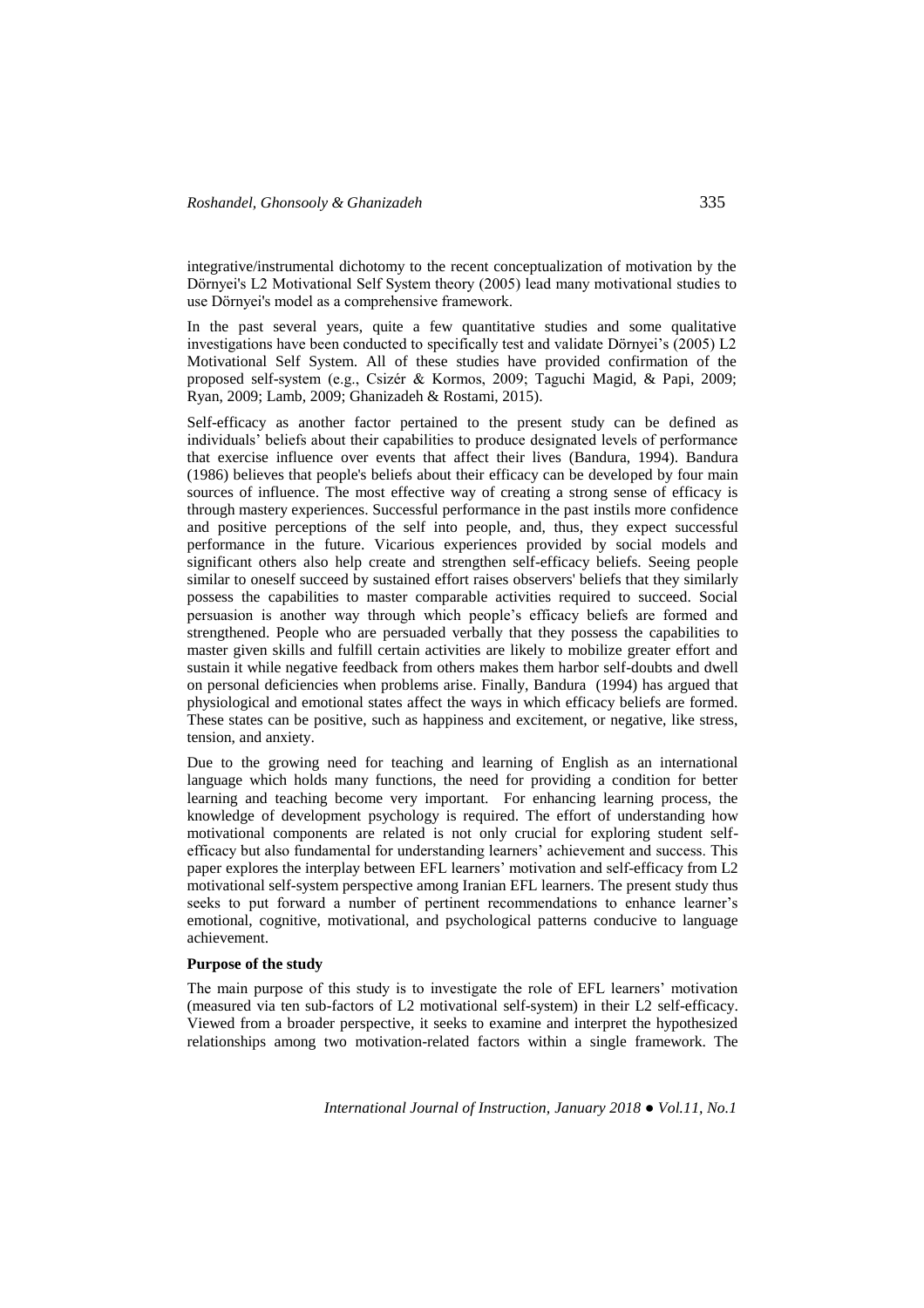integrative/instrumental dichotomy to the recent conceptualization of motivation by the Dörnyei's L2 Motivational Self System theory (2005) lead many motivational studies to use Dörnyei's model as a comprehensive framework.

In the past several years, quite a few quantitative studies and some qualitative investigations have been conducted to specifically test and validate Dörnyei's (2005) L2 Motivational Self System. All of these studies have provided confirmation of the proposed self-system (e.g., Csizér & Kormos, 2009; Taguchi Magid, & Papi, 2009; Ryan, 2009; Lamb, 2009; Ghanizadeh & Rostami, 2015).

Self-efficacy as another factor pertained to the present study can be defined as individuals' beliefs about their capabilities to produce designated levels of performance that exercise influence over events that affect their lives (Bandura, 1994). Bandura (1986) believes that people's beliefs about their efficacy can be developed by four main sources of influence. The most effective way of creating a strong sense of efficacy is through mastery experiences. Successful performance in the past instils more confidence and positive perceptions of the self into people, and, thus, they expect successful performance in the future. Vicarious experiences provided by social models and significant others also help create and strengthen self-efficacy beliefs. Seeing people similar to oneself succeed by sustained effort raises observers' beliefs that they similarly possess the capabilities to master comparable activities required to succeed. Social persuasion is another way through which people's efficacy beliefs are formed and strengthened. People who are persuaded verbally that they possess the capabilities to master given skills and fulfill certain activities are likely to mobilize greater effort and sustain it while negative feedback from others makes them harbor self-doubts and dwell on personal deficiencies when problems arise. Finally, Bandura (1994) has argued that physiological and emotional states affect the ways in which efficacy beliefs are formed. These states can be positive, such as happiness and excitement, or negative, like stress, tension, and anxiety.

Due to the growing need for teaching and learning of English as an international language which holds many functions, the need for providing a condition for better learning and teaching become very important. For enhancing learning process, the knowledge of development psychology is required. The effort of understanding how motivational components are related is not only crucial for exploring student self-efficacy but also fundamental for understanding learners' achievement and success. This paper explores the interplay between EFL learners' motivation and self-efficacy from L2 motivational self-system perspective among Iranian EFL learners. The present study thus seeks to put forward a number of pertinent recommendations to enhance learner's emotional, cognitive, motivational, and psychological patterns conducive to language achievement.

**Purpose of the study**

The main purpose of this study is to investigate the role of EFL learners' motivation (measured via ten sub-factors of L2 motivational self-system) in their L2 self-efficacy. Viewed from a broader perspective, it seeks to examine and interpret the hypothesized relationships among two motivation-related factors within a single framework. The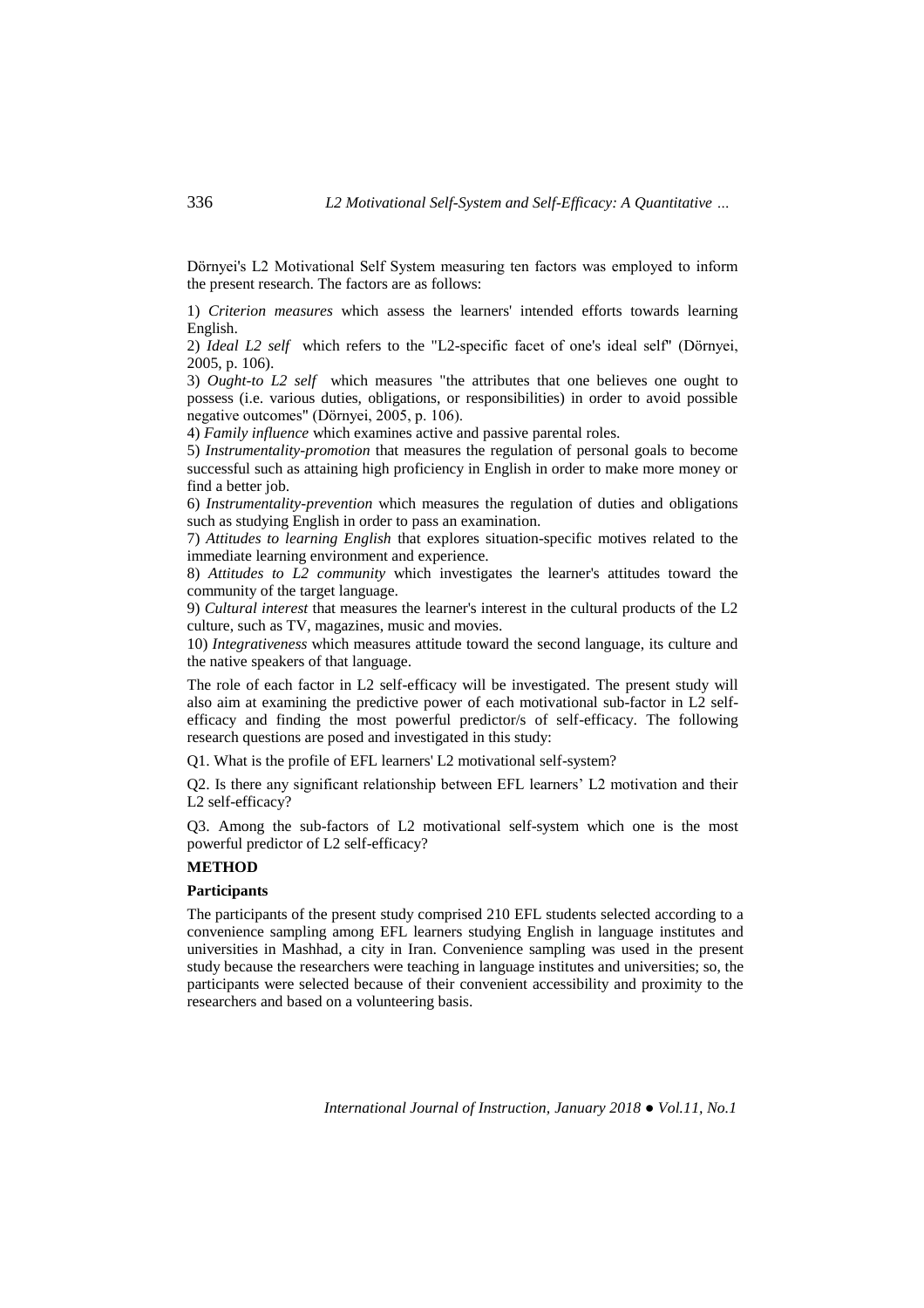Dörnyei's L2 Motivational Self System measuring ten factors was employed to inform the present research. The factors are as follows:

1) *Criterion measures* which assess the learners' intended efforts towards learning English.

2) *Ideal L2 self* which refers to the "L2-specific facet of one's ideal self" (Dörnyei, 2005, p. 106).

3) *Ought-to L2 self* which measures "the attributes that one believes one ought to possess (i.e. various duties, obligations, or responsibilities) in order to avoid possible negative outcomes" (Dörnyei, 2005, p. 106).

4) *Family influence* which examines active and passive parental roles.

5) *Instrumentality-promotion* that measures the regulation of personal goals to become successful such as attaining high proficiency in English in order to make more money or find a better job.

6) *Instrumentality-prevention* which measures the regulation of duties and obligations such as studying English in order to pass an examination.

7) *Attitudes to learning English* that explores situation-specific motives related to the immediate learning environment and experience.

8) *Attitudes to L2 community* which investigates the learner's attitudes toward the community of the target language.

9) *Cultural interest* that measures the learner's interest in the cultural products of the L2 culture, such as TV, magazines, music and movies.

10) *Integrativeness* which measures attitude toward the second language, its culture and the native speakers of that language.

The role of each factor in L2 self-efficacy will be investigated. The present study will also aim at examining the predictive power of each motivational sub-factor in L2 self-efficacy and finding the most powerful predictor/s of self-efficacy. The following research questions are posed and investigated in this study:

Q1. What is the profile of EFL learners' L2 motivational self-system?

Q2. Is there any significant relationship between EFL learners' L2 motivation and their L2 self-efficacy?

Q3. Among the sub-factors of L2 motivational self-system which one is the most powerful predictor of L2 self-efficacy?

## METHOD

### Participants

The participants of the present study comprised 210 EFL students selected according to a convenience sampling among EFL learners studying English in language institutes and universities in Mashhad, a city in Iran. Convenience sampling was used in the present study because the researchers were teaching in language institutes and universities; so, the participants were selected because of their convenient accessibility and proximity to the researchers and based on a volunteering basis.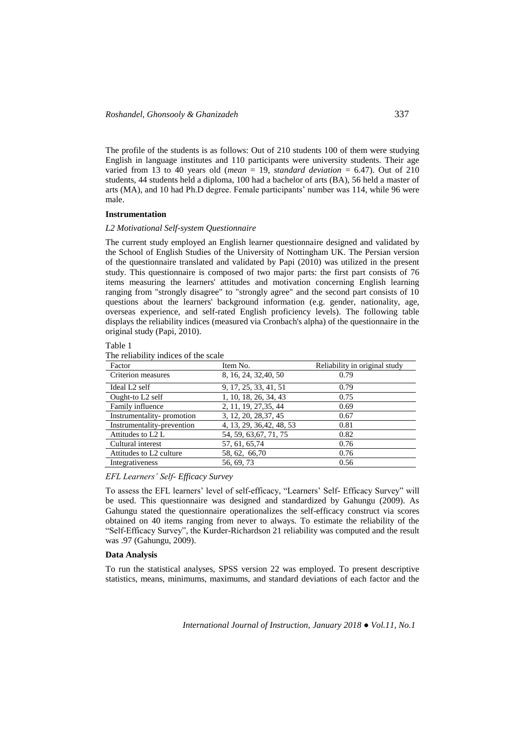The profile of the students is as follows: Out of 210 students 100 of them were studying English in language institutes and 110 participants were university students. Their age varied from 13 to 40 years old (*mean* = 19, *standard deviation* = 6.47). Out of 210 students, 44 students held a diploma, 100 had a bachelor of arts (BA), 56 held a master of arts (MA), and 10 had Ph.D degree. Female participants' number was 114, while 96 were male.

### Instrumentation

#### *L2 Motivational Self-system Questionnaire*

The current study employed an English learner questionnaire designed and validated by the School of English Studies of the University of Nottingham UK. The Persian version of the questionnaire translated and validated by Papi (2010) was utilized in the present study. This questionnaire is composed of two major parts: the first part consists of 76 items measuring the learners' attitudes and motivation concerning English learning ranging from "strongly disagree" to "strongly agree" and the second part consists of 10 questions about the learners' background information (e.g. gender, nationality, age, overseas experience, and self-rated English proficiency levels). The following table displays the reliability indices (measured via Cronbach's alpha) of the questionnaire in the original study (Papi, 2010).

Table 1
The reliability indices of the scale

| Factor | Item No. | Reliability in original study |
|---|---|---|
| Criterion measures | 8, 16, 24, 32,40, 50 | 0.79 |
| Ideal L2 self | 9, 17, 25, 33, 41, 51 | 0.79 |
| Ought-to L2 self | 1, 10, 18, 26, 34, 43 | 0.75 |
| Family influence | 2, 11, 19, 27,35, 44 | 0.69 |
| Instrumentality- promotion | 3, 12, 20, 28,37, 45 | 0.67 |
| Instrumentality-prevention | 4, 13, 29, 36,42, 48, 53 | 0.81 |
| Attitudes to L2 L | 54, 59, 63,67, 71, 75 | 0.82 |
| Cultural interest | 57, 61, 65,74 | 0.76 |
| Attitudes to L2 culture | 58, 62, 66,70 | 0.76 |
| Integrativeness | 56, 69, 73 | 0.56 |

#### *EFL Learners' Self- Efficacy Survey*

To assess the EFL learners' level of self-efficacy, "Learners' Self- Efficacy Survey" will be used. This questionnaire was designed and standardized by Gahungu (2009). As Gahungu stated the questionnaire operationalizes the self-efficacy construct via scores obtained on 40 items ranging from never to always. To estimate the reliability of the "Self-Efficacy Survey", the Kurder-Richardson 21 reliability was computed and the result was .97 (Gahungu, 2009).

### Data Analysis

To run the statistical analyses, SPSS version 22 was employed. To present descriptive statistics, means, minimums, maximums, and standard deviations of each factor and the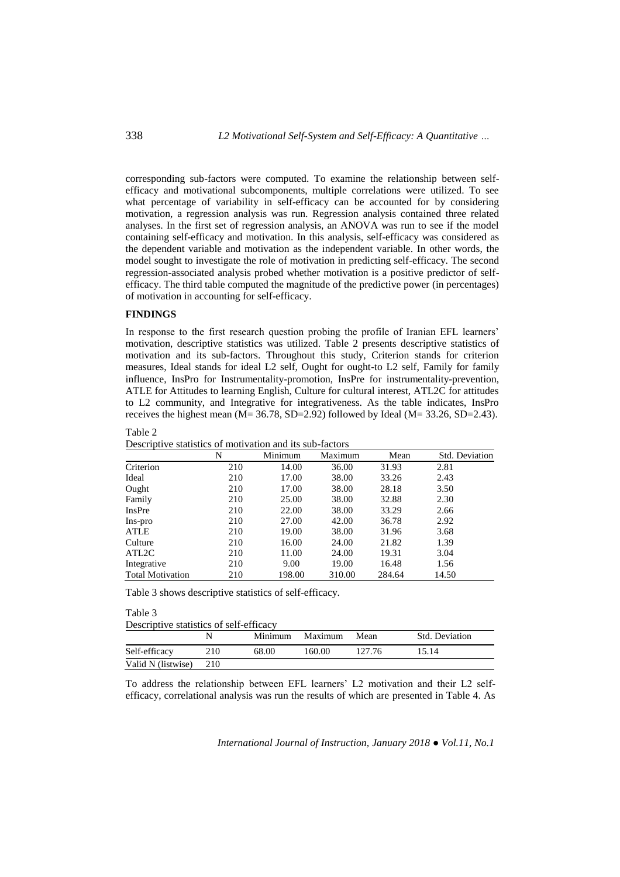corresponding sub-factors were computed. To examine the relationship between self-efficacy and motivational subcomponents, multiple correlations were utilized. To see what percentage of variability in self-efficacy can be accounted for by considering motivation, a regression analysis was run. Regression analysis contained three related analyses. In the first set of regression analysis, an ANOVA was run to see if the model containing self-efficacy and motivation. In this analysis, self-efficacy was considered as the dependent variable and motivation as the independent variable. In other words, the model sought to investigate the role of motivation in predicting self-efficacy. The second regression-associated analysis probed whether motivation is a positive predictor of self-efficacy. The third table computed the magnitude of the predictive power (in percentages) of motivation in accounting for self-efficacy.

## FINDINGS

In response to the first research question probing the profile of Iranian EFL learners' motivation, descriptive statistics was utilized. Table 2 presents descriptive statistics of motivation and its sub-factors. Throughout this study, Criterion stands for criterion measures, Ideal stands for ideal L2 self, Ought for ought-to L2 self, Family for family influence, InsPro for Instrumentality-promotion, InsPre for instrumentality-prevention, ATLE for Attitudes to learning English, Culture for cultural interest, ATL2C for attitudes to L2 community, and Integrative for integrativeness. As the table indicates, InsPro receives the highest mean (M= 36.78, SD=2.92) followed by Ideal (M= 33.26, SD=2.43).

Table 2
Descriptive statistics of motivation and its sub-factors

| | N | Minimum | Maximum | Mean | Std. Deviation |
|---|---|---|---|---|---|
| Criterion | 210 | 14.00 | 36.00 | 31.93 | 2.81 |
| Ideal | 210 | 17.00 | 38.00 | 33.26 | 2.43 |
| Ought | 210 | 17.00 | 38.00 | 28.18 | 3.50 |
| Family | 210 | 25.00 | 38.00 | 32.88 | 2.30 |
| InsPre | 210 | 22.00 | 38.00 | 33.29 | 2.66 |
| Ins-pro | 210 | 27.00 | 42.00 | 36.78 | 2.92 |
| ATLE | 210 | 19.00 | 38.00 | 31.96 | 3.68 |
| Culture | 210 | 16.00 | 24.00 | 21.82 | 1.39 |
| ATL2C | 210 | 11.00 | 24.00 | 19.31 | 3.04 |
| Integrative | 210 | 9.00 | 19.00 | 16.48 | 1.56 |
| Total Motivation | 210 | 198.00 | 310.00 | 284.64 | 14.50 |

Table 3 shows descriptive statistics of self-efficacy.

Table 3
Descriptive statistics of self-efficacy

| | N | Minimum | Maximum | Mean | Std. Deviation |
|---|---|---|---|---|---|
| Self-efficacy | 210 | 68.00 | 160.00 | 127.76 | 15.14 |
| Valid N (listwise) | 210 | | | | |

To address the relationship between EFL learners' L2 motivation and their L2 self-efficacy, correlational analysis was run the results of which are presented in Table 4. As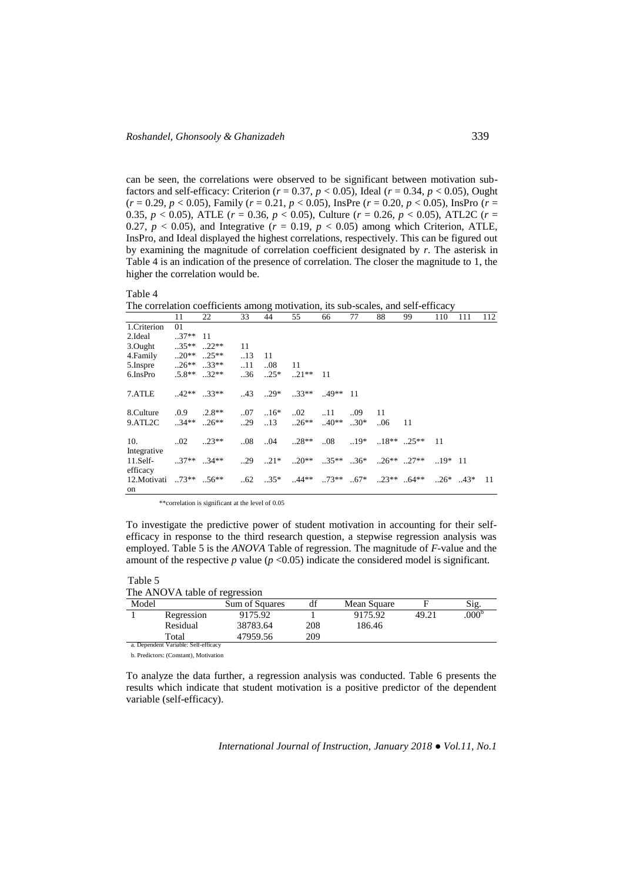can be seen, the correlations were observed to be significant between motivation sub-factors and self-efficacy: Criterion ($r = 0.37$, $p < 0.05$), Ideal ($r = 0.34$, $p < 0.05$), Ought ($r = 0.29$, $p < 0.05$), Family ($r = 0.21$, $p < 0.05$), InsPre ($r = 0.20$, $p < 0.05$), InsPro ($r = 0.35$, $p < 0.05$), ATLE ($r = 0.36$, $p < 0.05$), Culture ($r = 0.26$, $p < 0.05$), ATL2C ($r = 0.27$, $p < 0.05$), and Integrative ($r = 0.19$, $p < 0.05$) among which Criterion, ATLE, InsPro, and Ideal displayed the highest correlations, respectively. This can be figured out by examining the magnitude of correlation coefficient designated by *r*. The asterisk in Table 4 is an indication of the presence of correlation. The closer the magnitude to 1, the higher the correlation would be.

Table 4

The correlation coefficients among motivation, its sub-scales, and self-efficacy

| | 11 | 22 | 33 | 44 | 55 | 66 | 77 | 88 | 99 | 110 | 111 | 112 |
|---|---|---|---|---|---|---|---|---|---|---|---|---|
| 1.Criterion | 01 | | | | | | | | | | | |
| 2.Ideal | ..37** | 11 | | | | | | | | | | |
| 3.Ought | ..35** | ..22** | 11 | | | | | | | | | |
| 4.Family | ..20** | ..25** | ..13 | 11 | | | | | | | | |
| 5.Inspre | ..26** | ..33** | ..11 | ..08 | 11 | | | | | | | |
| 6.InsPro | .5.8** | ..32** | ..36 | ..25* | ..21** | 11 | | | | | | |
| 7.ATLE | ..42** | ..33** | ..43 | ..29* | ..33** | ..49** | 11 | | | | | |
| 8.Culture | .0.9 | .2.8** | ..07 | ..16* | ..02 | ..11 | ..09 | 11 | | | | |
| 9.ATL2C | ..34** | ..26** | ..29 | ..13 | ..26** | ..40** | ..30* | ..06 | 11 | | | |
| 10. Integrative | ..02 | ..23** | ..08 | ..04 | ..28** | ..08 | ..19* | ..18** | ..25** | 11 | | |
| 11.Self-efficacy | ..37** | ..34** | ..29 | ..21* | ..20** | ..35** | ..36* | ..26** | ..27** | ..19* | 11 | |
| 12.Motivation | ..73** | ..56** | ..62 | ..35* | ..44** | ..73** | ..67* | ..23** | ..64** | ..26* | ..43* | 11 |

**correlation is significant at the level of 0.05

To investigate the predictive power of student motivation in accounting for their self-efficacy in response to the third research question, a stepwise regression analysis was employed. Table 5 is the *ANOVA* Table of regression. The magnitude of *F*-value and the amount of the respective *p* value ($p < 0.05$) indicate the considered model is significant.

Table 5

The ANOVA table of regression

| Model | | Sum of Squares | df | Mean Square | F | Sig. |
|---|---|---|---|---|---|---|
| 1 | Regression | 9175.92 | 1 | 9175.92 | 49.21 | .000[b] |
| | Residual | 38783.64 | 208 | 186.46 | | |
| | Total | 47959.56 | 209 | | | |

a. Dependent Variable: Self-efficacy

b. Predictors: (Constant), Motivation

To analyze the data further, a regression analysis was conducted. Table 6 presents the results which indicate that student motivation is a positive predictor of the dependent variable (self-efficacy).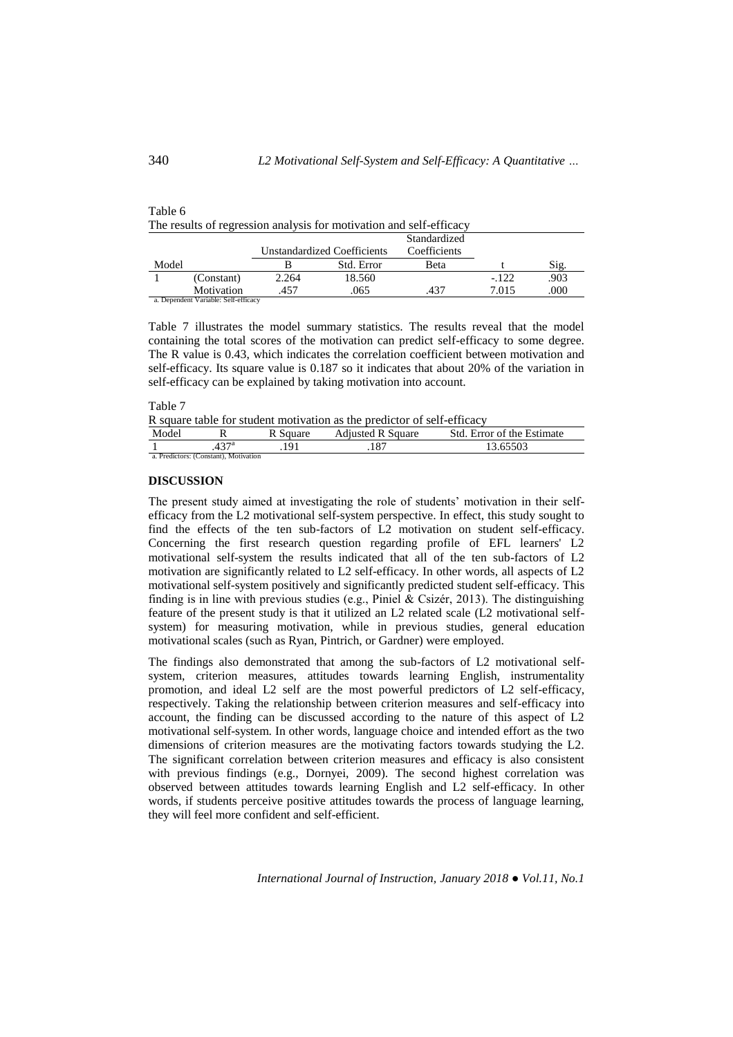Table 6

The results of regression analysis for motivation and self-efficacy

| Model | | Unstandardized Coefficients | | Standardized Coefficients | t | Sig. |
|---|---|---|---|---|---|---|
| | | B | Std. Error | Beta | | |
| 1 | (Constant) | 2.264 | 18.560 | | -.122 | .903 |
| | Motivation | .457 | .065 | .437 | 7.015 | .000 |

a. Dependent Variable: Self-efficacy

Table 7 illustrates the model summary statistics. The results reveal that the model containing the total scores of the motivation can predict self-efficacy to some degree. The R value is 0.43, which indicates the correlation coefficient between motivation and self-efficacy. Its square value is 0.187 so it indicates that about 20% of the variation in self-efficacy can be explained by taking motivation into account.

Table 7

R square table for student motivation as the predictor of self-efficacy

| Model | R | R Square | Adjusted R Square | Std. Error of the Estimate |
|---|---|---|---|---|
| 1 | .437[a] | .191 | .187 | 13.65503 |

a. Predictors: (Constant), Motivation

## DISCUSSION

The present study aimed at investigating the role of students' motivation in their self-efficacy from the L2 motivational self-system perspective. In effect, this study sought to find the effects of the ten sub-factors of L2 motivation on student self-efficacy. Concerning the first research question regarding profile of EFL learners' L2 motivational self-system the results indicated that all of the ten sub-factors of L2 motivation are significantly related to L2 self-efficacy. In other words, all aspects of L2 motivational self-system positively and significantly predicted student self-efficacy. This finding is in line with previous studies (e.g., Piniel & Csizér, 2013). The distinguishing feature of the present study is that it utilized an L2 related scale (L2 motivational self-system) for measuring motivation, while in previous studies, general education motivational scales (such as Ryan, Pintrich, or Gardner) were employed.

The findings also demonstrated that among the sub-factors of L2 motivational self-system, criterion measures, attitudes towards learning English, instrumentality promotion, and ideal L2 self are the most powerful predictors of L2 self-efficacy, respectively. Taking the relationship between criterion measures and self-efficacy into account, the finding can be discussed according to the nature of this aspect of L2 motivational self-system. In other words, language choice and intended effort as the two dimensions of criterion measures are the motivating factors towards studying the L2. The significant correlation between criterion measures and efficacy is also consistent with previous findings (e.g., Dornyei, 2009). The second highest correlation was observed between attitudes towards learning English and L2 self-efficacy. In other words, if students perceive positive attitudes towards the process of language learning, they will feel more confident and self-efficient.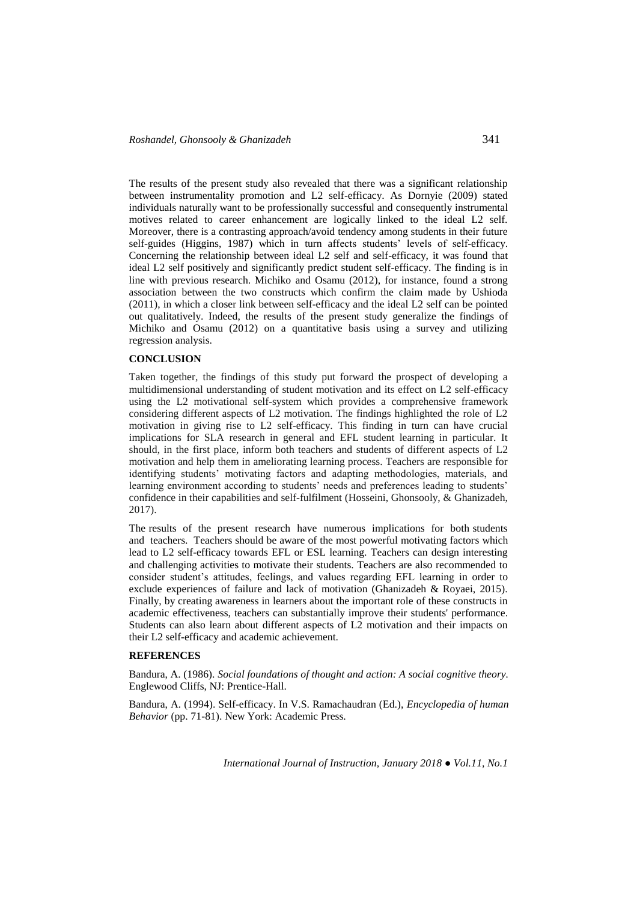The results of the present study also revealed that there was a significant relationship between instrumentality promotion and L2 self-efficacy. As Dornyie (2009) stated individuals naturally want to be professionally successful and consequently instrumental motives related to career enhancement are logically linked to the ideal L2 self. Moreover, there is a contrasting approach/avoid tendency among students in their future self-guides (Higgins, 1987) which in turn affects students' levels of self-efficacy. Concerning the relationship between ideal L2 self and self-efficacy, it was found that ideal L2 self positively and significantly predict student self-efficacy. The finding is in line with previous research. Michiko and Osamu (2012), for instance, found a strong association between the two constructs which confirm the claim made by Ushioda (2011), in which a closer link between self-efficacy and the ideal L2 self can be pointed out qualitatively. Indeed, the results of the present study generalize the findings of Michiko and Osamu (2012) on a quantitative basis using a survey and utilizing regression analysis.

## CONCLUSION

Taken together, the findings of this study put forward the prospect of developing a multidimensional understanding of student motivation and its effect on L2 self-efficacy using the L2 motivational self-system which provides a comprehensive framework considering different aspects of L2 motivation. The findings highlighted the role of L2 motivation in giving rise to L2 self-efficacy. This finding in turn can have crucial implications for SLA research in general and EFL student learning in particular. It should, in the first place, inform both teachers and students of different aspects of L2 motivation and help them in ameliorating learning process. Teachers are responsible for identifying students' motivating factors and adapting methodologies, materials, and learning environment according to students' needs and preferences leading to students' confidence in their capabilities and self-fulfilment (Hosseini, Ghonsooly, & Ghanizadeh, 2017).

The results of the present research have numerous implications for both students and teachers. Teachers should be aware of the most powerful motivating factors which lead to L2 self-efficacy towards EFL or ESL learning. Teachers can design interesting and challenging activities to motivate their students. Teachers are also recommended to consider student's attitudes, feelings, and values regarding EFL learning in order to exclude experiences of failure and lack of motivation (Ghanizadeh & Royaei, 2015). Finally, by creating awareness in learners about the important role of these constructs in academic effectiveness, teachers can substantially improve their students' performance. Students can also learn about different aspects of L2 motivation and their impacts on their L2 self-efficacy and academic achievement.

## REFERENCES

Bandura, A. (1986). *Social foundations of thought and action: A social cognitive theory.* Englewood Cliffs, NJ: Prentice-Hall.

Bandura, A. (1994). Self-efficacy. In V.S. Ramachaudran (Ed.), *Encyclopedia of human Behavior* (pp. 71-81). New York: Academic Press.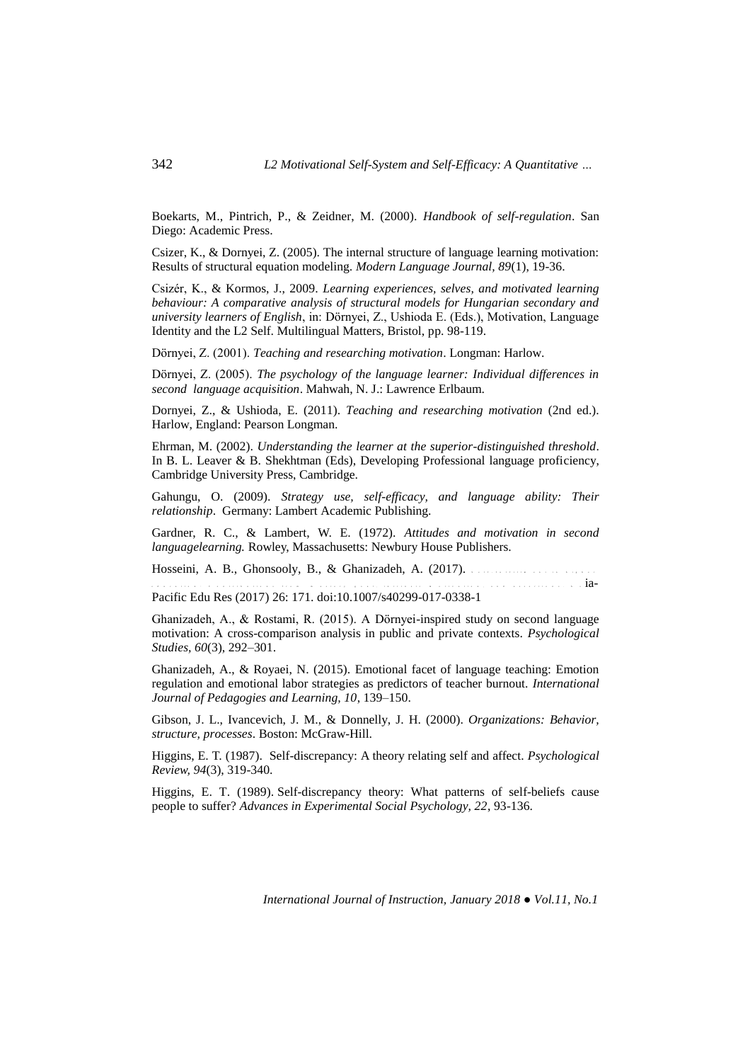Boekarts, M., Pintrich, P., & Zeidner, M. (2000). *Handbook of self-regulation*. San Diego: Academic Press.

Csizer, K., & Dornyei, Z. (2005). The internal structure of language learning motivation: Results of structural equation modeling. *Modern Language Journal, 89*(1), 19-36.

Csizér, K., & Kormos, J., 2009. *Learning experiences, selves, and motivated learning behaviour: A comparative analysis of structural models for Hungarian secondary and university learners of English*, in: Dörnyei, Z., Ushioda E. (Eds.), Motivation, Language Identity and the L2 Self. Multilingual Matters, Bristol, pp. 98-119.

Dörnyei, Z. (2001). *Teaching and researching motivation*. Longman: Harlow.

Dörnyei, Z. (2005). *The psychology of the language learner: Individual differences in second language acquisition*. Mahwah, N. J.: Lawrence Erlbaum.

Dornyei, Z., & Ushioda, E. (2011). *Teaching and researching motivation* (2nd ed.). Harlow, England: Pearson Longman.

Ehrman, M. (2002). *Understanding the learner at the superior-distinguished threshold*. In B. L. Leaver & B. Shekhtman (Eds), Developing Professional language proficiency, Cambridge University Press, Cambridge.

Gahungu, O. (2009). *Strategy use, self-efficacy, and language ability: Their relationship*. Germany: Lambert Academic Publishing.

Gardner, R. C., & Lambert, W. E. (1972). *Attitudes and motivation in second languagelearning.* Rowley, Massachusetts: Newbury House Publishers.

Hosseini, A. B., Ghonsooly, B., & Ghanizadeh, A. (2017). ... ia-Pacific Edu Res (2017) 26: 171. doi:10.1007/s40299-017-0338-1

Ghanizadeh, A., & Rostami, R. (2015). A Dörnyei-inspired study on second language motivation: A cross-comparison analysis in public and private contexts. *Psychological Studies, 60*(3), 292–301.

Ghanizadeh, A., & Royaei, N. (2015). Emotional facet of language teaching: Emotion regulation and emotional labor strategies as predictors of teacher burnout. *International Journal of Pedagogies and Learning, 10*, 139–150.

Gibson, J. L., Ivancevich, J. M., & Donnelly, J. H. (2000). *Organizations: Behavior, structure, processes*. Boston: McGraw-Hill.

Higgins, E. T. (1987). Self-discrepancy: A theory relating self and affect. *Psychological Review, 94*(3), 319-340.

Higgins, E. T. (1989). Self-discrepancy theory: What patterns of self-beliefs cause people to suffer? *Advances in Experimental Social Psychology, 22*, 93-136.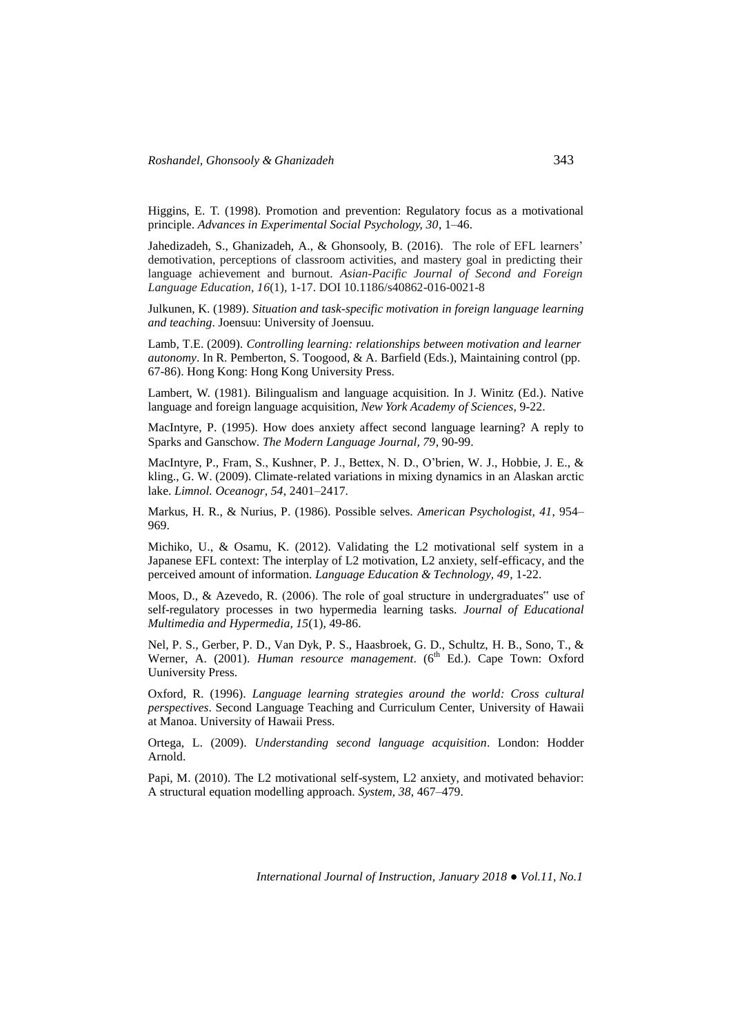Higgins, E. T. (1998). Promotion and prevention: Regulatory focus as a motivational principle. *Advances in Experimental Social Psychology, 30*, 1–46.

Jahedizadeh, S., Ghanizadeh, A., & Ghonsooly, B. (2016). The role of EFL learners' demotivation, perceptions of classroom activities, and mastery goal in predicting their language achievement and burnout. *Asian-Pacific Journal of Second and Foreign Language Education, 16*(1), 1-17. DOI 10.1186/s40862-016-0021-8

Julkunen, K. (1989). *Situation and task-specific motivation in foreign language learning and teaching*. Joensuu: University of Joensuu.

Lamb, T.E. (2009). *Controlling learning: relationships between motivation and learner autonomy*. In R. Pemberton, S. Toogood, & A. Barfield (Eds.), Maintaining control (pp. 67-86). Hong Kong: Hong Kong University Press.

Lambert, W. (1981). Bilingualism and language acquisition. In J. Winitz (Ed.). Native language and foreign language acquisition, *New York Academy of Sciences*, 9-22.

MacIntyre, P. (1995). How does anxiety affect second language learning? A reply to Sparks and Ganschow. *The Modern Language Journal, 79*, 90-99.

MacIntyre, P., Fram, S., Kushner, P. J., Bettex, N. D., O'brien, W. J., Hobbie, J. E., & kling., G. W. (2009). Climate-related variations in mixing dynamics in an Alaskan arctic lake. *Limnol. Oceanogr, 54*, 2401–2417.

Markus, H. R., & Nurius, P. (1986). Possible selves. *American Psychologist, 41*, 954–969.

Michiko, U., & Osamu, K. (2012). Validating the L2 motivational self system in a Japanese EFL context: The interplay of L2 motivation, L2 anxiety, self-efficacy, and the perceived amount of information. *Language Education & Technology, 49*, 1-22.

Moos, D., & Azevedo, R. (2006). The role of goal structure in undergraduates" use of self-regulatory processes in two hypermedia learning tasks. *Journal of Educational Multimedia and Hypermedia, 15*(1), 49-86.

Nel, P. S., Gerber, P. D., Van Dyk, P. S., Haasbroek, G. D., Schultz, H. B., Sono, T., & Werner, A. (2001). *Human resource management*. (6th Ed.). Cape Town: Oxford Uuniversity Press.

Oxford, R. (1996). *Language learning strategies around the world: Cross cultural perspectives*. Second Language Teaching and Curriculum Center, University of Hawaii at Manoa. University of Hawaii Press.

Ortega, L. (2009). *Understanding second language acquisition*. London: Hodder Arnold.

Papi, M. (2010). The L2 motivational self-system, L2 anxiety, and motivated behavior: A structural equation modelling approach. *System, 38*, 467–479.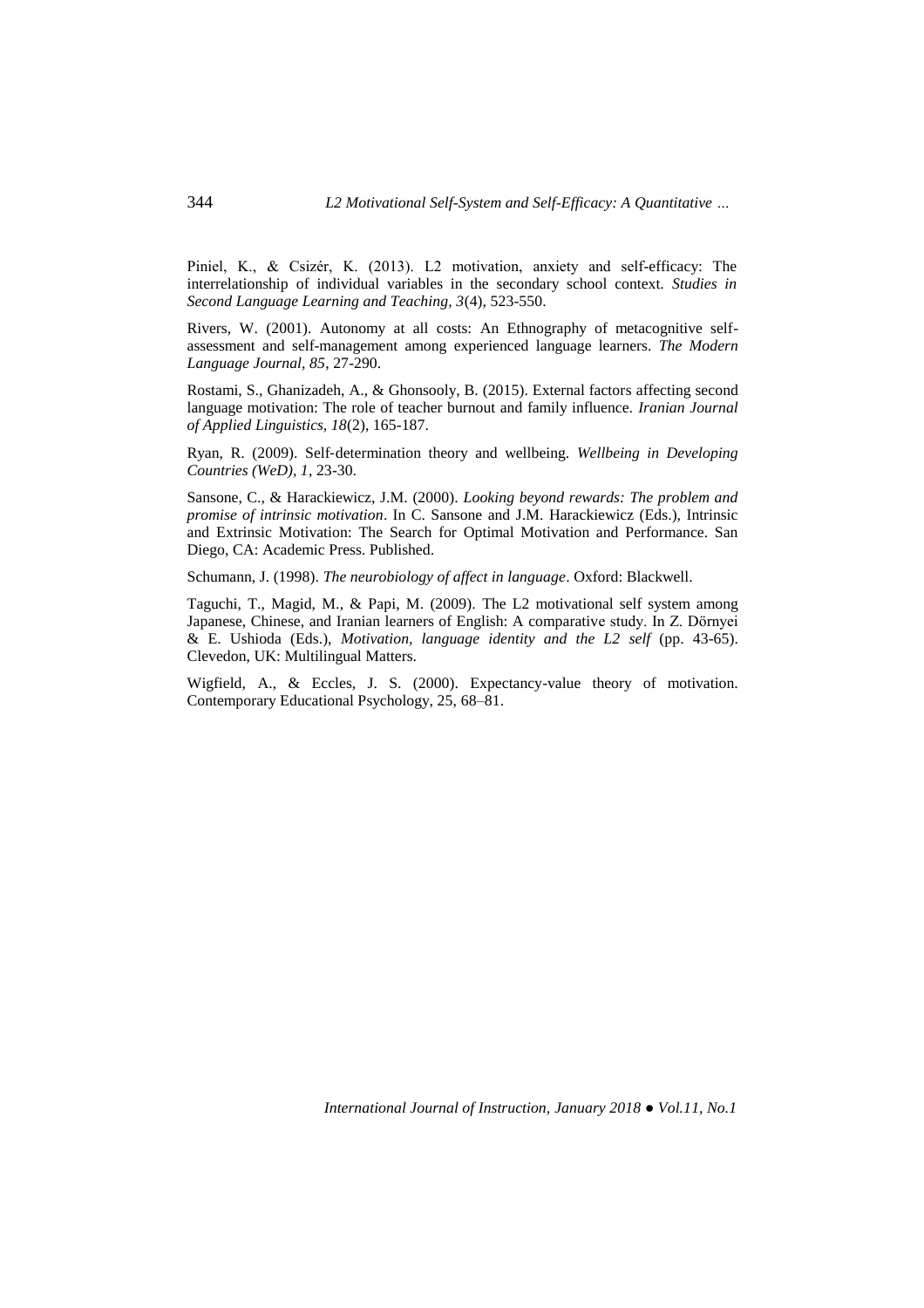Piniel, K., & Csizér, K. (2013). L2 motivation, anxiety and self-efficacy: The interrelationship of individual variables in the secondary school context. *Studies in Second Language Learning and Teaching, 3*(4), 523-550.

Rivers, W. (2001). Autonomy at all costs: An Ethnography of metacognitive self-assessment and self-management among experienced language learners. *The Modern Language Journal, 85*, 27-290.

Rostami, S., Ghanizadeh, A., & Ghonsooly, B. (2015). External factors affecting second language motivation: The role of teacher burnout and family influence. *Iranian Journal of Applied Linguistics, 18*(2), 165-187.

Ryan, R. (2009). Self-determination theory and wellbeing. *Wellbeing in Developing Countries (WeD), 1*, 23-30.

Sansone, C., & Harackiewicz, J.M. (2000). *Looking beyond rewards: The problem and promise of intrinsic motivation*. In C. Sansone and J.M. Harackiewicz (Eds.), Intrinsic and Extrinsic Motivation: The Search for Optimal Motivation and Performance. San Diego, CA: Academic Press. Published.

Schumann, J. (1998). *The neurobiology of affect in language*. Oxford: Blackwell.

Taguchi, T., Magid, M., & Papi, M. (2009). The L2 motivational self system among Japanese, Chinese, and Iranian learners of English: A comparative study. In Z. Dörnyei & E. Ushioda (Eds.), *Motivation, language identity and the L2 self* (pp. 43-65). Clevedon, UK: Multilingual Matters.

Wigfield, A., & Eccles, J. S. (2000). Expectancy-value theory of motivation. Contemporary Educational Psychology, 25, 68–81.